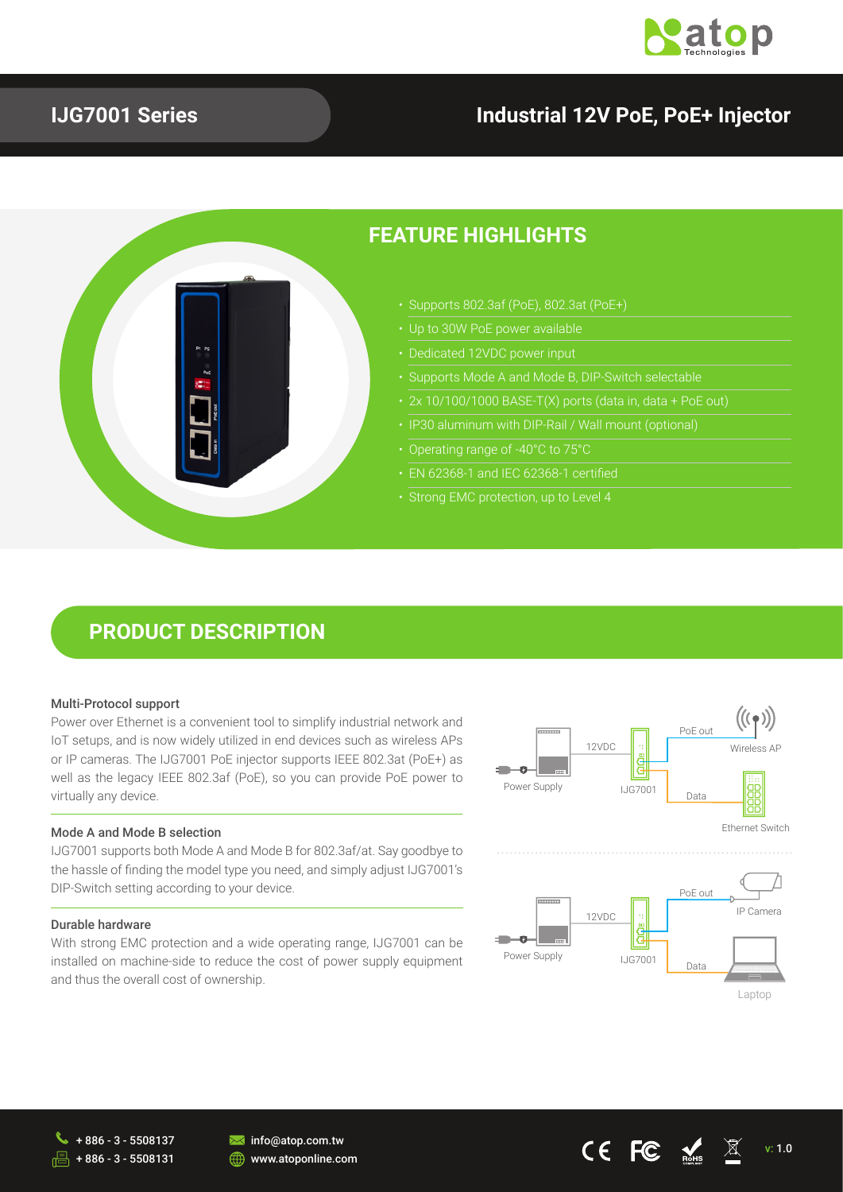# IJG7001 Series

## Industrial 12V PoE, PoE+ Injector

## FEATURE HIGHLIGHTS

- Supports 802.3af (PoE), 802.3at (PoE+)
- Up to 30W PoE power available
- Dedicated 12VDC power input
- Supports Mode A and Mode B, DIP-Switch selectable
- 2x 10/100/1000 BASE-T(X) ports (data in, data + PoE out)
- IP30 aluminum with DIP-Rail / Wall mount (optional)
- Operating range of -40°C to 75°C
- EN 62368-1 and IEC 62368-1 certified
- Strong EMC protection, up to Level 4

## PRODUCT DESCRIPTION

### Multi-Protocol support

Power over Ethernet is a convenient tool to simplify industrial network and IoT setups, and is now widely utilized in end devices such as wireless APs or IP cameras. The IJG7001 PoE injector supports IEEE 802.3at (PoE+) as well as the legacy IEEE 802.3af (PoE), so you can provide PoE power to virtually any device.

### Mode A and Mode B selection

IJG7001 supports both Mode A and Mode B for 802.3af/at. Say goodbye to the hassle of finding the model type you need, and simply adjust IJG7001's DIP-Switch setting according to your device.

### Durable hardware

With strong EMC protection and a wide operating range, IJG7001 can be installed on machine-side to reduce the cost of power supply equipment and thus the overall cost of ownership.

Power Supply — 12VDC — IJG7001 — PoE out — Wireless AP; Data — Ethernet Switch

Power Supply — 12VDC — IJG7001 — PoE out — IP Camera; Data — Laptop

+ 886 - 3 - 5508137
+ 886 - 3 - 5508131
info@atop.com.tw
www.atoponline.com

v: 1.0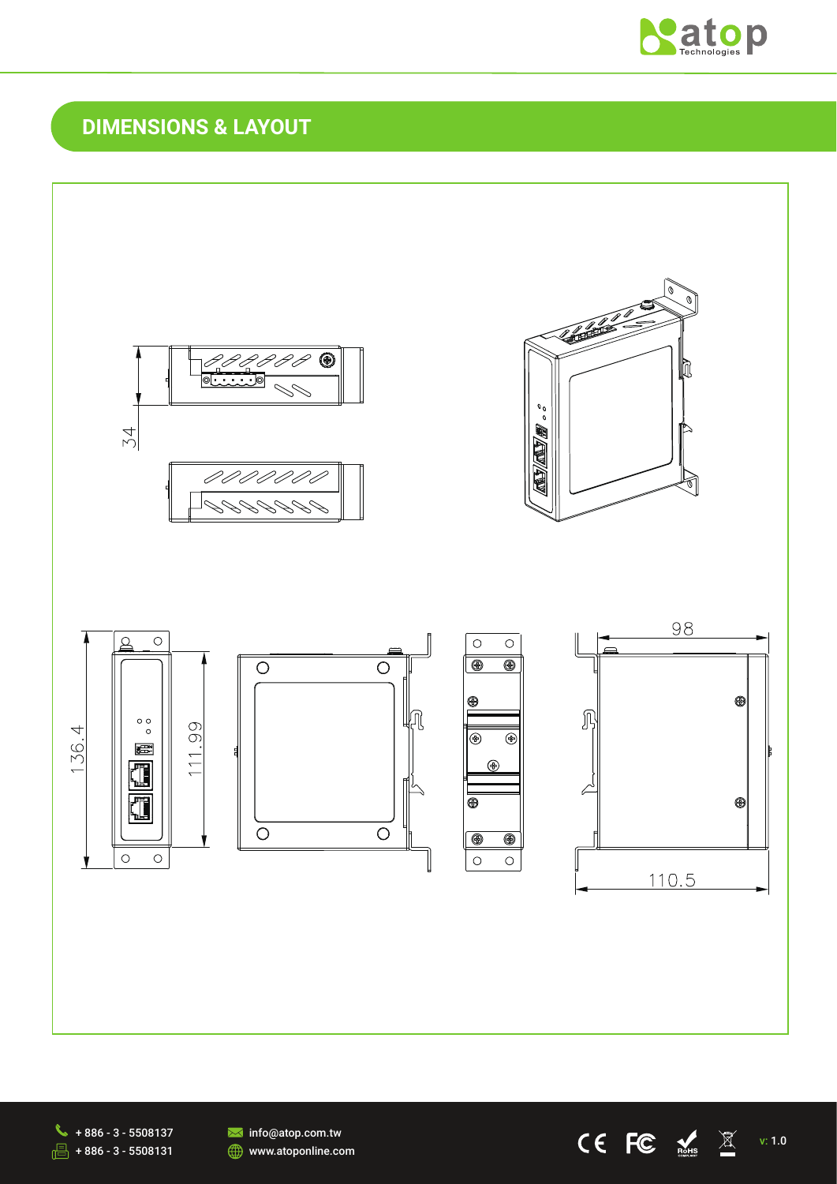## DIMENSIONS & LAYOUT

34

136.4

111.99

98

110.5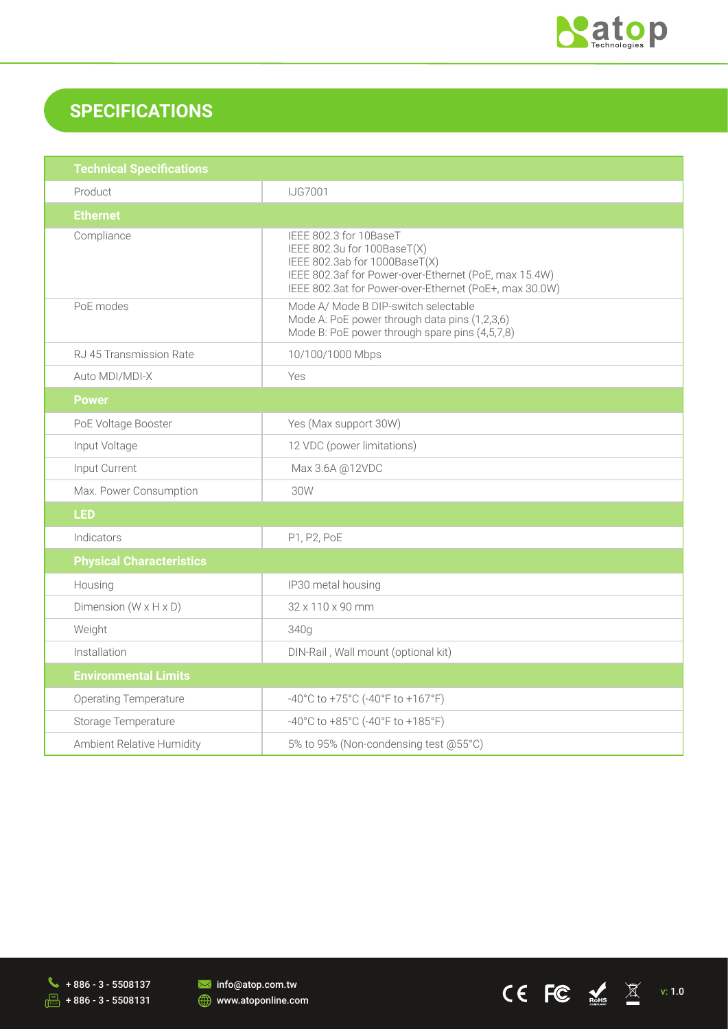## SPECIFICATIONS

| Technical Specifications | |
|---|---|
| Product | IJG7001 |
| **Ethernet** | |
| Compliance | IEEE 802.3 for 10BaseT<br>IEEE 802.3u for 100BaseT(X)<br>IEEE 802.3ab for 1000BaseT(X)<br>IEEE 802.3af for Power-over-Ethernet (PoE, max 15.4W)<br>IEEE 802.3at for Power-over-Ethernet (PoE+, max 30.0W) |
| PoE modes | Mode A/ Mode B DIP-switch selectable<br>Mode A: PoE power through data pins (1,2,3,6)<br>Mode B: PoE power through spare pins (4,5,7,8) |
| RJ 45 Transmission Rate | 10/100/1000 Mbps |
| Auto MDI/MDI-X | Yes |
| **Power** | |
| PoE Voltage Booster | Yes (Max support 30W) |
| Input Voltage | 12 VDC (power limitations) |
| Input Current | Max 3.6A @12VDC |
| Max. Power Consumption | 30W |
| **LED** | |
| Indicators | P1, P2, PoE |
| **Physical Characteristics** | |
| Housing | IP30 metal housing |
| Dimension (W x H x D) | 32 x 110 x 90 mm |
| Weight | 340g |
| Installation | DIN-Rail , Wall mount (optional kit) |
| **Environmental Limits** | |
| Operating Temperature | -40°C to +75°C (-40°F to +167°F) |
| Storage Temperature | -40°C to +85°C (-40°F to +185°F) |
| Ambient Relative Humidity | 5% to 95% (Non-condensing test @55°C) |

+ 886 - 3 - 5508137
+ 886 - 3 - 5508131
info@atop.com.tw
www.atoponline.com

v: 1.0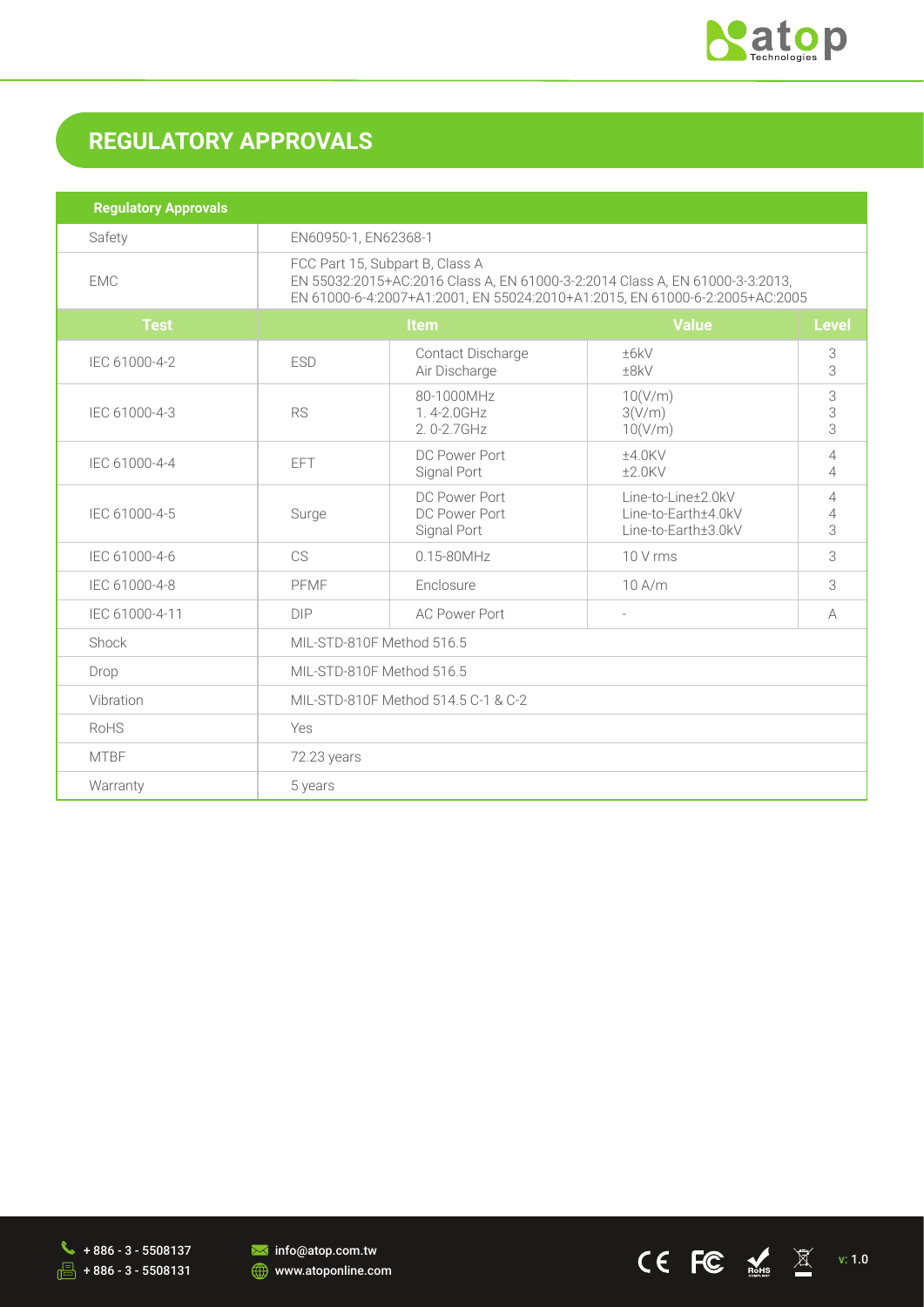## REGULATORY APPROVALS

| Regulatory Approvals | | | | |
|---|---|---|---|---|
| Safety | EN60950-1, EN62368-1 | | | |
| EMC | FCC Part 15, Subpart B, Class A<br>EN 55032:2015+AC:2016 Class A, EN 61000-3-2:2014 Class A, EN 61000-3-3:2013,<br>EN 61000-6-4:2007+A1:2001, EN 55024:2010+A1:2015, EN 61000-6-2:2005+AC:2005 | | | |
| **Test** | **Item** | | **Value** | **Level** |
| IEC 61000-4-2 | ESD | Contact Discharge<br>Air Discharge | ±6kV<br>±8kV | 3<br>3 |
| IEC 61000-4-3 | RS | 80-1000MHz<br>1. 4-2.0GHz<br>2. 0-2.7GHz | 10(V/m)<br>3(V/m)<br>10(V/m) | 3<br>3<br>3 |
| IEC 61000-4-4 | EFT | DC Power Port<br>Signal Port | ±4.0KV<br>±2.0KV | 4<br>4 |
| IEC 61000-4-5 | Surge | DC Power Port<br>DC Power Port<br>Signal Port | Line-to-Line±2.0kV<br>Line-to-Earth±4.0kV<br>Line-to-Earth±3.0kV | 4<br>4<br>3 |
| IEC 61000-4-6 | CS | 0.15-80MHz | 10 V rms | 3 |
| IEC 61000-4-8 | PFMF | Enclosure | 10 A/m | 3 |
| IEC 61000-4-11 | DIP | AC Power Port | - | A |
| Shock | MIL-STD-810F Method 516.5 | | | |
| Drop | MIL-STD-810F Method 516.5 | | | |
| Vibration | MIL-STD-810F Method 514.5 C-1 & C-2 | | | |
| RoHS | Yes | | | |
| MTBF | 72.23 years | | | |
| Warranty | 5 years | | | |

+ 886 - 3 - 5508137
+ 886 - 3 - 5508131
info@atop.com.tw
www.atoponline.com

v: 1.0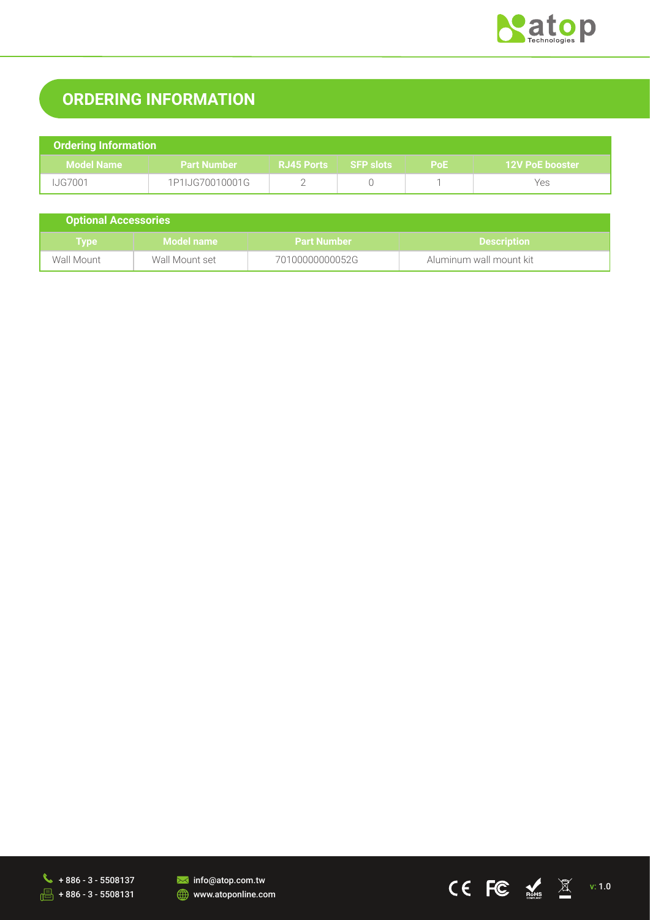# ORDERING INFORMATION

| Ordering Information | | | | | |
|---|---|---|---|---|---|
| **Model Name** | **Part Number** | **RJ45 Ports** | **SFP slots** | **PoE** | **12V PoE booster** |
| IJG7001 | 1P1IJG70010001G | 2 | 0 | 1 | Yes |

| Optional Accessories | | | |
|---|---|---|---|
| **Type** | **Model name** | **Part Number** | **Description** |
| Wall Mount | Wall Mount set | 70100000000052G | Aluminum wall mount kit |

+ 886 - 3 - 5508137
+ 886 - 3 - 5508131
info@atop.com.tw
www.atoponline.com

v: 1.0